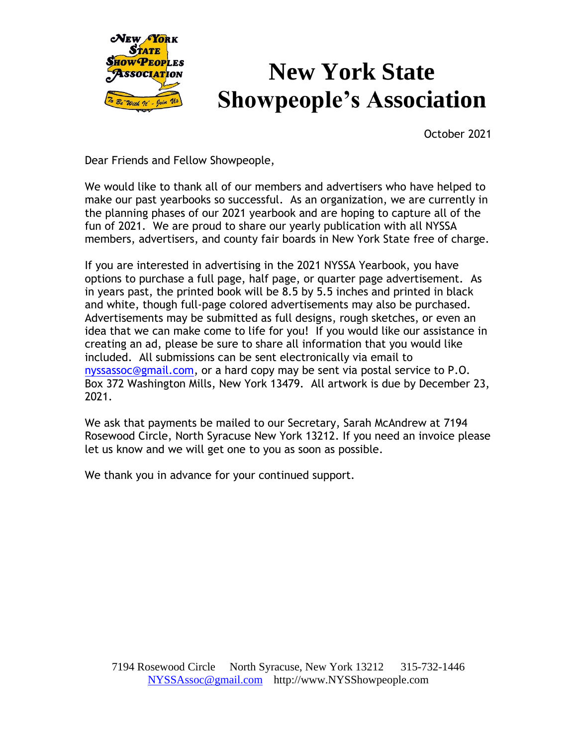# New York State Showpeople's Association

October 2021

Dear Friends and Fellow Showpeople,

We would like to thank all of our members and advertisers who have helped to make our past yearbooks so successful. As an organization, we are currently in the planning phases of our 2021 yearbook and are hoping to capture all of the fun of 2021. We are proud to share our yearly publication with all NYSSA members, advertisers, and county fair boards in New York State free of charge.

If you are interested in advertising in the 2021 NYSSA Yearbook, you have options to purchase a full page, half page, or quarter page advertisement. As in years past, the printed book will be 8.5 by 5.5 inches and printed in black and white, though full-page colored advertisements may also be purchased. Advertisements may be submitted as full designs, rough sketches, or even an idea that we can make come to life for you! If you would like our assistance in creating an ad, please be sure to share all information that you would like included. All submissions can be sent electronically via email to nyssassoc@gmail.com, or a hard copy may be sent via postal service to P.O. Box 372 Washington Mills, New York 13479. All artwork is due by December 23, 2021.

We ask that payments be mailed to our Secretary, Sarah McAndrew at 7194 Rosewood Circle, North Syracuse New York 13212. If you need an invoice please let us know and we will get one to you as soon as possible.

We thank you in advance for your continued support.

7194 Rosewood Circle North Syracuse, New York 13212 315-732-1446
NYSSAssoc@gmail.com http://www.NYSShowpeople.com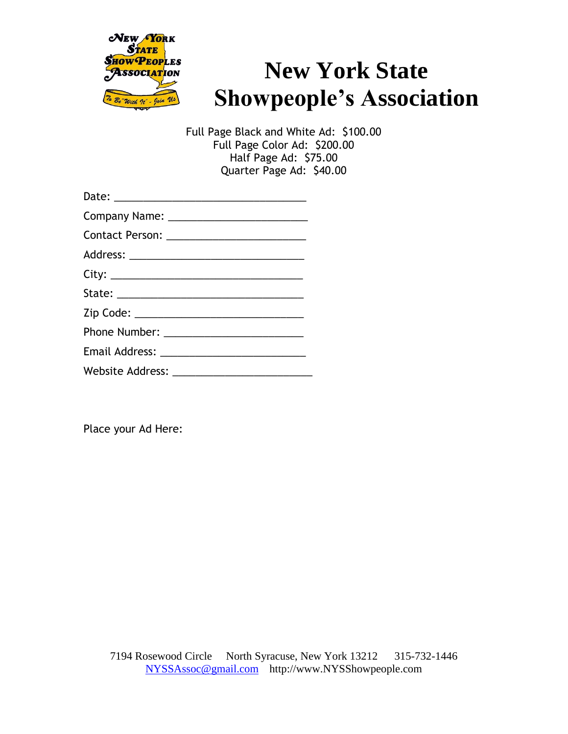# New York State Showpeople's Association

Full Page Black and White Ad: $100.00
Full Page Color Ad: $200.00
Half Page Ad: $75.00
Quarter Page Ad: $40.00

Date: ________________________________

Company Name: ______________________

Contact Person: ______________________

Address: ___________________________

City: ______________________________

State: _____________________________

Zip Code: ___________________________

Phone Number: ______________________

Email Address: _______________________

Website Address: ______________________

Place your Ad Here:

7194 Rosewood Circle North Syracuse, New York 13212 315-732-1446
NYSSAssoc@gmail.com http://www.NYSShowpeople.com